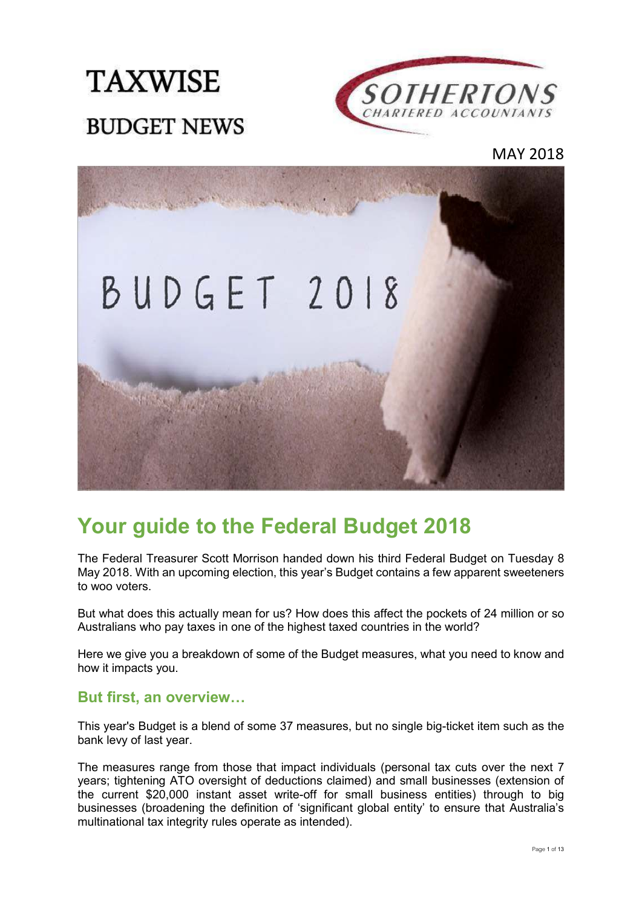# TAXWISE

## BUDGET NEWS

SOTHERTONS CHARTERED ACCOUNTANTS

MAY 2018

# Your guide to the Federal Budget 2018

The Federal Treasurer Scott Morrison handed down his third Federal Budget on Tuesday 8 May 2018. With an upcoming election, this year's Budget contains a few apparent sweeteners to woo voters.

But what does this actually mean for us? How does this affect the pockets of 24 million or so Australians who pay taxes in one of the highest taxed countries in the world?

Here we give you a breakdown of some of the Budget measures, what you need to know and how it impacts you.

## But first, an overview…

This year's Budget is a blend of some 37 measures, but no single big-ticket item such as the bank levy of last year.

The measures range from those that impact individuals (personal tax cuts over the next 7 years; tightening ATO oversight of deductions claimed) and small businesses (extension of the current $20,000 instant asset write-off for small business entities) through to big businesses (broadening the definition of 'significant global entity' to ensure that Australia's multinational tax integrity rules operate as intended).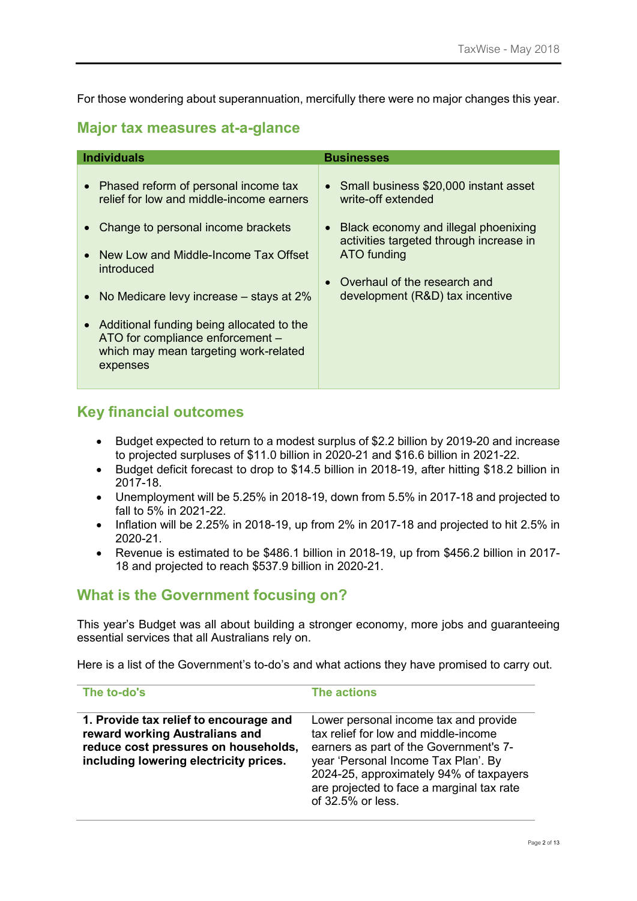For those wondering about superannuation, mercifully there were no major changes this year.

## Major tax measures at-a-glance

| Individuals | Businesses |
| --- | --- |
| • Phased reform of personal income tax relief for low and middle-income earners<br>• Change to personal income brackets<br>• New Low and Middle-Income Tax Offset introduced<br>• No Medicare levy increase – stays at 2%<br>• Additional funding being allocated to the ATO for compliance enforcement – which may mean targeting work-related expenses | • Small business $20,000 instant asset write-off extended<br>• Black economy and illegal phoenixing activities targeted through increase in ATO funding<br>• Overhaul of the research and development (R&D) tax incentive |

## Key financial outcomes

- Budget expected to return to a modest surplus of $2.2 billion by 2019-20 and increase to projected surpluses of $11.0 billion in 2020-21 and $16.6 billion in 2021-22.
- Budget deficit forecast to drop to $14.5 billion in 2018-19, after hitting $18.2 billion in 2017-18.
- Unemployment will be 5.25% in 2018-19, down from 5.5% in 2017-18 and projected to fall to 5% in 2021-22.
- Inflation will be 2.25% in 2018-19, up from 2% in 2017-18 and projected to hit 2.5% in 2020-21.
- Revenue is estimated to be $486.1 billion in 2018-19, up from $456.2 billion in 2017-18 and projected to reach $537.9 billion in 2020-21.

## What is the Government focusing on?

This year's Budget was all about building a stronger economy, more jobs and guaranteeing essential services that all Australians rely on.

Here is a list of the Government's to-do's and what actions they have promised to carry out.

| The to-do's | The actions |
| --- | --- |
| **1. Provide tax relief to encourage and reward working Australians and reduce cost pressures on households, including lowering electricity prices.** | Lower personal income tax and provide tax relief for low and middle-income earners as part of the Government's 7-year 'Personal Income Tax Plan'. By 2024-25, approximately 94% of taxpayers are projected to face a marginal tax rate of 32.5% or less. |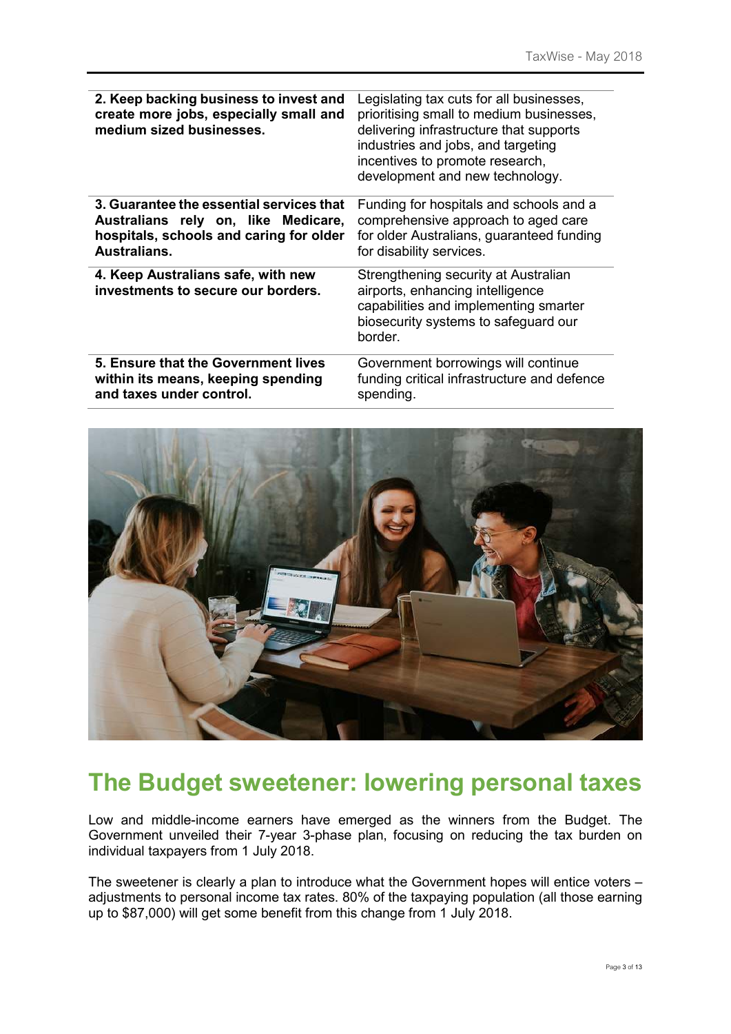| | |
|---|---|
| **2. Keep backing business to invest and create more jobs, especially small and medium sized businesses.** | Legislating tax cuts for all businesses, prioritising small to medium businesses, delivering infrastructure that supports industries and jobs, and targeting incentives to promote research, development and new technology. |
| **3. Guarantee the essential services that Australians rely on, like Medicare, hospitals, schools and caring for older Australians.** | Funding for hospitals and schools and a comprehensive approach to aged care for older Australians, guaranteed funding for disability services. |
| **4. Keep Australians safe, with new investments to secure our borders.** | Strengthening security at Australian airports, enhancing intelligence capabilities and implementing smarter biosecurity systems to safeguard our border. |
| **5. Ensure that the Government lives within its means, keeping spending and taxes under control.** | Government borrowings will continue funding critical infrastructure and defence spending. |

## The Budget sweetener: lowering personal taxes

Low and middle-income earners have emerged as the winners from the Budget. The Government unveiled their 7-year 3-phase plan, focusing on reducing the tax burden on individual taxpayers from 1 July 2018.

The sweetener is clearly a plan to introduce what the Government hopes will entice voters – adjustments to personal income tax rates. 80% of the taxpaying population (all those earning up to $87,000) will get some benefit from this change from 1 July 2018.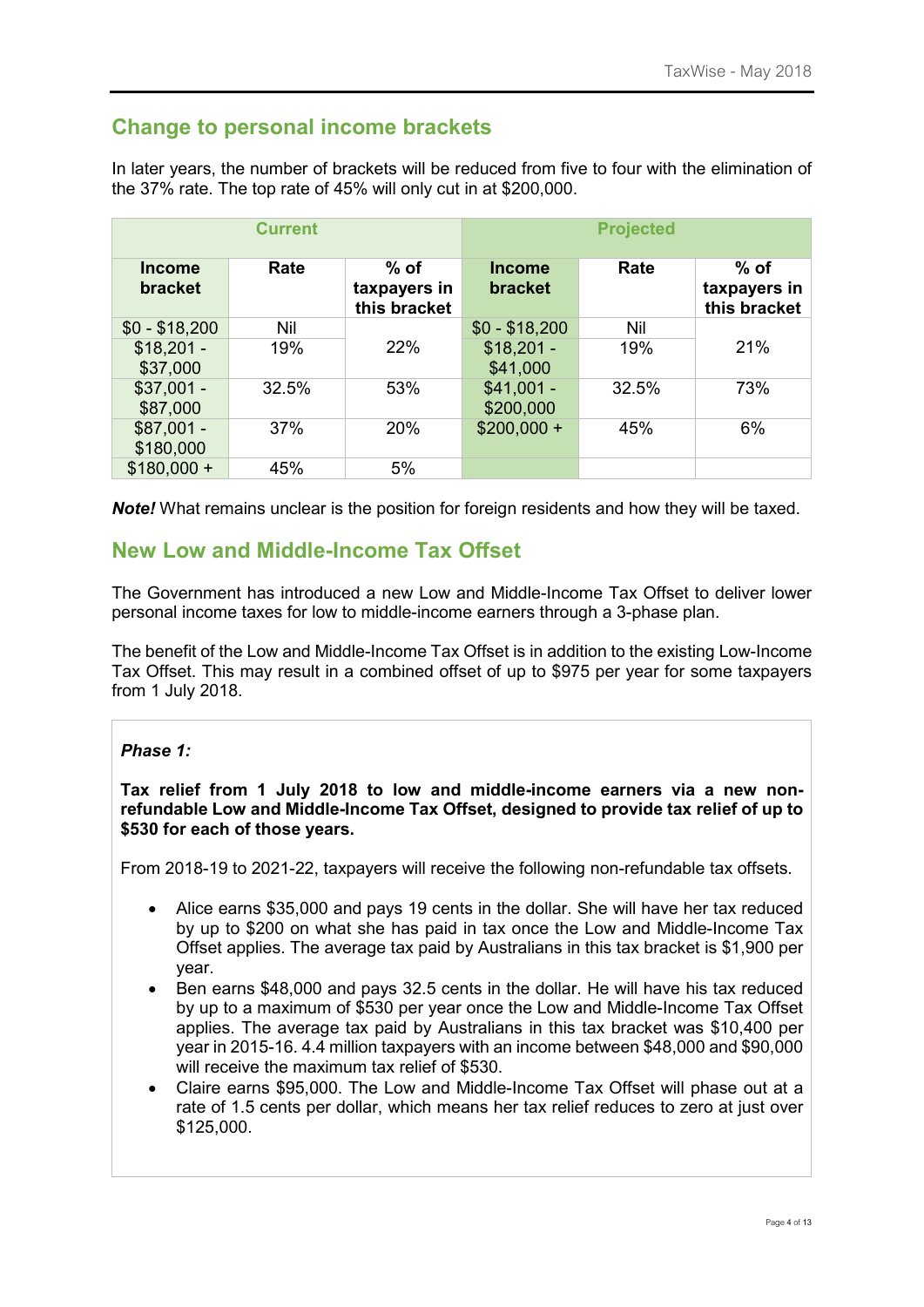## Change to personal income brackets

In later years, the number of brackets will be reduced from five to four with the elimination of the 37% rate. The top rate of 45% will only cut in at $200,000.

| Current | | | Projected | | |
|---|---|---|---|---|---|
| **Income bracket** | **Rate** | **% of taxpayers in this bracket** | **Income bracket** | **Rate** | **% of taxpayers in this bracket** |
| $0 - $18,200 | Nil | 22% | $0 - $18,200 | Nil | 21% |
| $18,201 - $37,000 | 19% | | $18,201 - $41,000 | 19% | |
| $37,001 - $87,000 | 32.5% | 53% | $41,001 - $200,000 | 32.5% | 73% |
| $87,001 - $180,000 | 37% | 20% | $200,000 + | 45% | 6% |
| $180,000 + | 45% | 5% | | | |

***Note!*** What remains unclear is the position for foreign residents and how they will be taxed.

## New Low and Middle-Income Tax Offset

The Government has introduced a new Low and Middle-Income Tax Offset to deliver lower personal income taxes for low to middle-income earners through a 3-phase plan.

The benefit of the Low and Middle-Income Tax Offset is in addition to the existing Low-Income Tax Offset. This may result in a combined offset of up to $975 per year for some taxpayers from 1 July 2018.

***Phase 1:***

**Tax relief from 1 July 2018 to low and middle-income earners via a new non-refundable Low and Middle-Income Tax Offset, designed to provide tax relief of up to $530 for each of those years.**

From 2018-19 to 2021-22, taxpayers will receive the following non-refundable tax offsets.

- Alice earns $35,000 and pays 19 cents in the dollar. She will have her tax reduced by up to $200 on what she has paid in tax once the Low and Middle-Income Tax Offset applies. The average tax paid by Australians in this tax bracket is $1,900 per year.
- Ben earns $48,000 and pays 32.5 cents in the dollar. He will have his tax reduced by up to a maximum of $530 per year once the Low and Middle-Income Tax Offset applies. The average tax paid by Australians in this tax bracket was $10,400 per year in 2015-16. 4.4 million taxpayers with an income between $48,000 and $90,000 will receive the maximum tax relief of $530.
- Claire earns $95,000. The Low and Middle-Income Tax Offset will phase out at a rate of 1.5 cents per dollar, which means her tax relief reduces to zero at just over $125,000.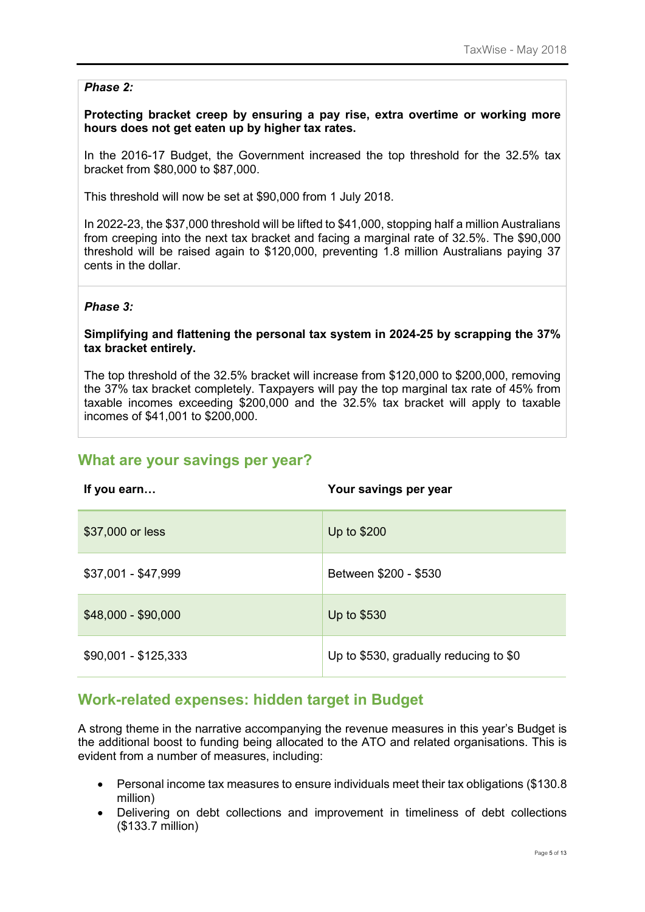***Phase 2:***

**Protecting bracket creep by ensuring a pay rise, extra overtime or working more hours does not get eaten up by higher tax rates.**

In the 2016-17 Budget, the Government increased the top threshold for the 32.5% tax bracket from $80,000 to $87,000.

This threshold will now be set at $90,000 from 1 July 2018.

In 2022-23, the $37,000 threshold will be lifted to $41,000, stopping half a million Australians from creeping into the next tax bracket and facing a marginal rate of 32.5%. The $90,000 threshold will be raised again to $120,000, preventing 1.8 million Australians paying 37 cents in the dollar.

***Phase 3:***

**Simplifying and flattening the personal tax system in 2024-25 by scrapping the 37% tax bracket entirely.**

The top threshold of the 32.5% bracket will increase from $120,000 to $200,000, removing the 37% tax bracket completely. Taxpayers will pay the top marginal tax rate of 45% from taxable incomes exceeding $200,000 and the 32.5% tax bracket will apply to taxable incomes of $41,001 to $200,000.

## What are your savings per year?

| If you earn… | Your savings per year |
|---|---|
| $37,000 or less | Up to $200 |
| $37,001 - $47,999 | Between $200 - $530 |
| $48,000 - $90,000 | Up to $530 |
| $90,001 - $125,333 | Up to $530, gradually reducing to $0 |

## Work-related expenses: hidden target in Budget

A strong theme in the narrative accompanying the revenue measures in this year's Budget is the additional boost to funding being allocated to the ATO and related organisations. This is evident from a number of measures, including:

- Personal income tax measures to ensure individuals meet their tax obligations ($130.8 million)
- Delivering on debt collections and improvement in timeliness of debt collections ($133.7 million)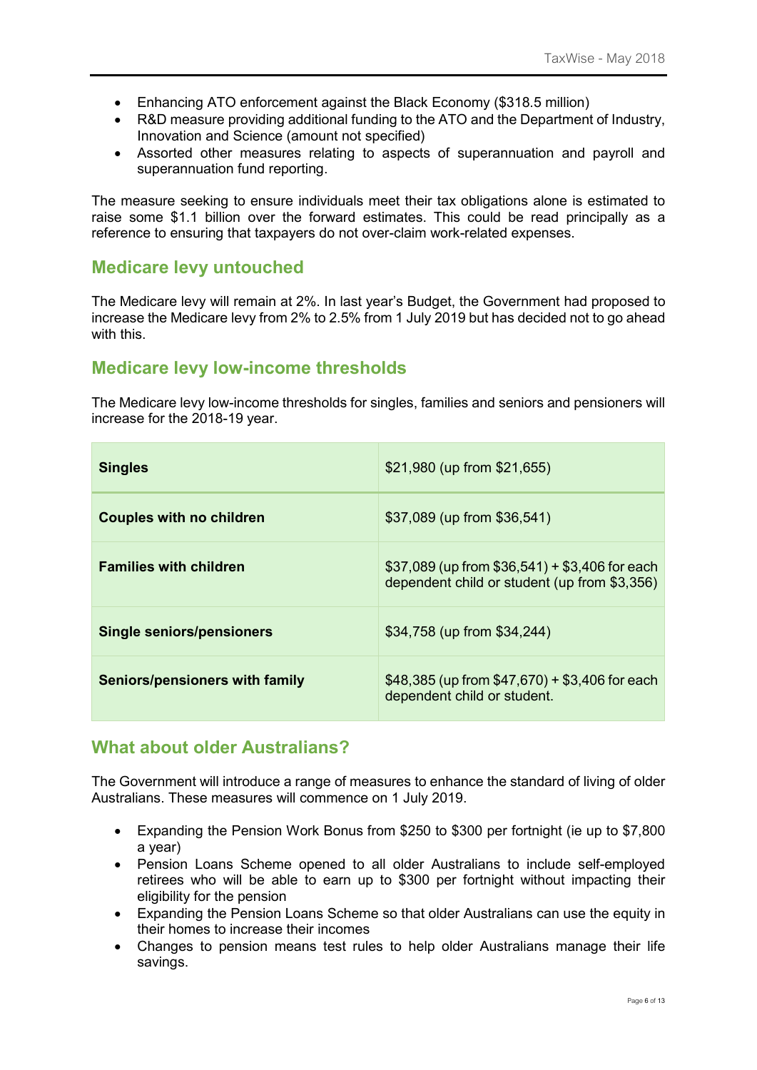- Enhancing ATO enforcement against the Black Economy ($318.5 million)
- R&D measure providing additional funding to the ATO and the Department of Industry, Innovation and Science (amount not specified)
- Assorted other measures relating to aspects of superannuation and payroll and superannuation fund reporting.

The measure seeking to ensure individuals meet their tax obligations alone is estimated to raise some $1.1 billion over the forward estimates. This could be read principally as a reference to ensuring that taxpayers do not over-claim work-related expenses.

## Medicare levy untouched

The Medicare levy will remain at 2%. In last year's Budget, the Government had proposed to increase the Medicare levy from 2% to 2.5% from 1 July 2019 but has decided not to go ahead with this.

## Medicare levy low-income thresholds

The Medicare levy low-income thresholds for singles, families and seniors and pensioners will increase for the 2018-19 year.

| **Singles** | $21,980 (up from $21,655) |
|---|---|
| **Couples with no children** | $37,089 (up from $36,541) |
| **Families with children** | $37,089 (up from $36,541) + $3,406 for each dependent child or student (up from $3,356) |
| **Single seniors/pensioners** | $34,758 (up from $34,244) |
| **Seniors/pensioners with family** | $48,385 (up from $47,670) + $3,406 for each dependent child or student. |

## What about older Australians?

The Government will introduce a range of measures to enhance the standard of living of older Australians. These measures will commence on 1 July 2019.

- Expanding the Pension Work Bonus from $250 to $300 per fortnight (ie up to $7,800 a year)
- Pension Loans Scheme opened to all older Australians to include self-employed retirees who will be able to earn up to $300 per fortnight without impacting their eligibility for the pension
- Expanding the Pension Loans Scheme so that older Australians can use the equity in their homes to increase their incomes
- Changes to pension means test rules to help older Australians manage their life savings.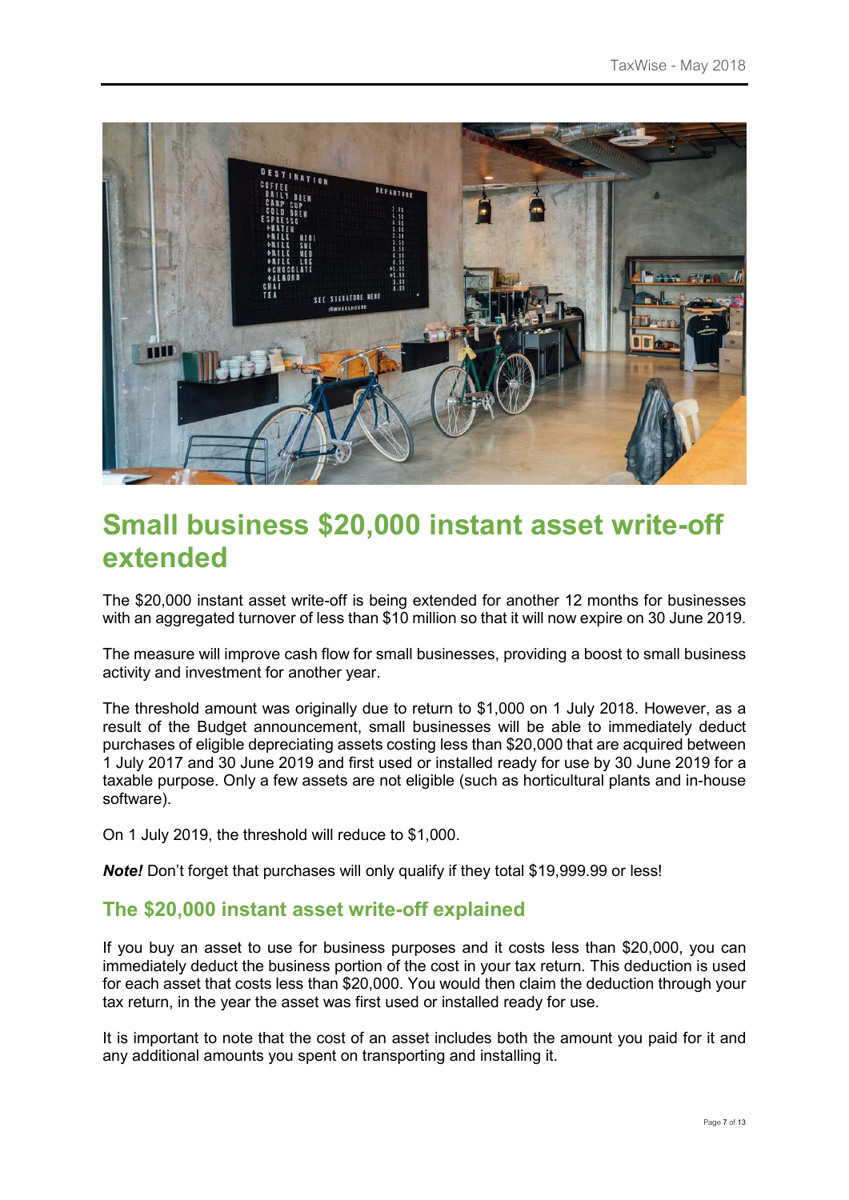# Small business $20,000 instant asset write-off extended

The $20,000 instant asset write-off is being extended for another 12 months for businesses with an aggregated turnover of less than $10 million so that it will now expire on 30 June 2019.

The measure will improve cash flow for small businesses, providing a boost to small business activity and investment for another year.

The threshold amount was originally due to return to $1,000 on 1 July 2018. However, as a result of the Budget announcement, small businesses will be able to immediately deduct purchases of eligible depreciating assets costing less than $20,000 that are acquired between 1 July 2017 and 30 June 2019 and first used or installed ready for use by 30 June 2019 for a taxable purpose. Only a few assets are not eligible (such as horticultural plants and in-house software).

On 1 July 2019, the threshold will reduce to $1,000.

***Note!*** Don't forget that purchases will only qualify if they total $19,999.99 or less!

## The $20,000 instant asset write-off explained

If you buy an asset to use for business purposes and it costs less than $20,000, you can immediately deduct the business portion of the cost in your tax return. This deduction is used for each asset that costs less than $20,000. You would then claim the deduction through your tax return, in the year the asset was first used or installed ready for use.

It is important to note that the cost of an asset includes both the amount you paid for it and any additional amounts you spent on transporting and installing it.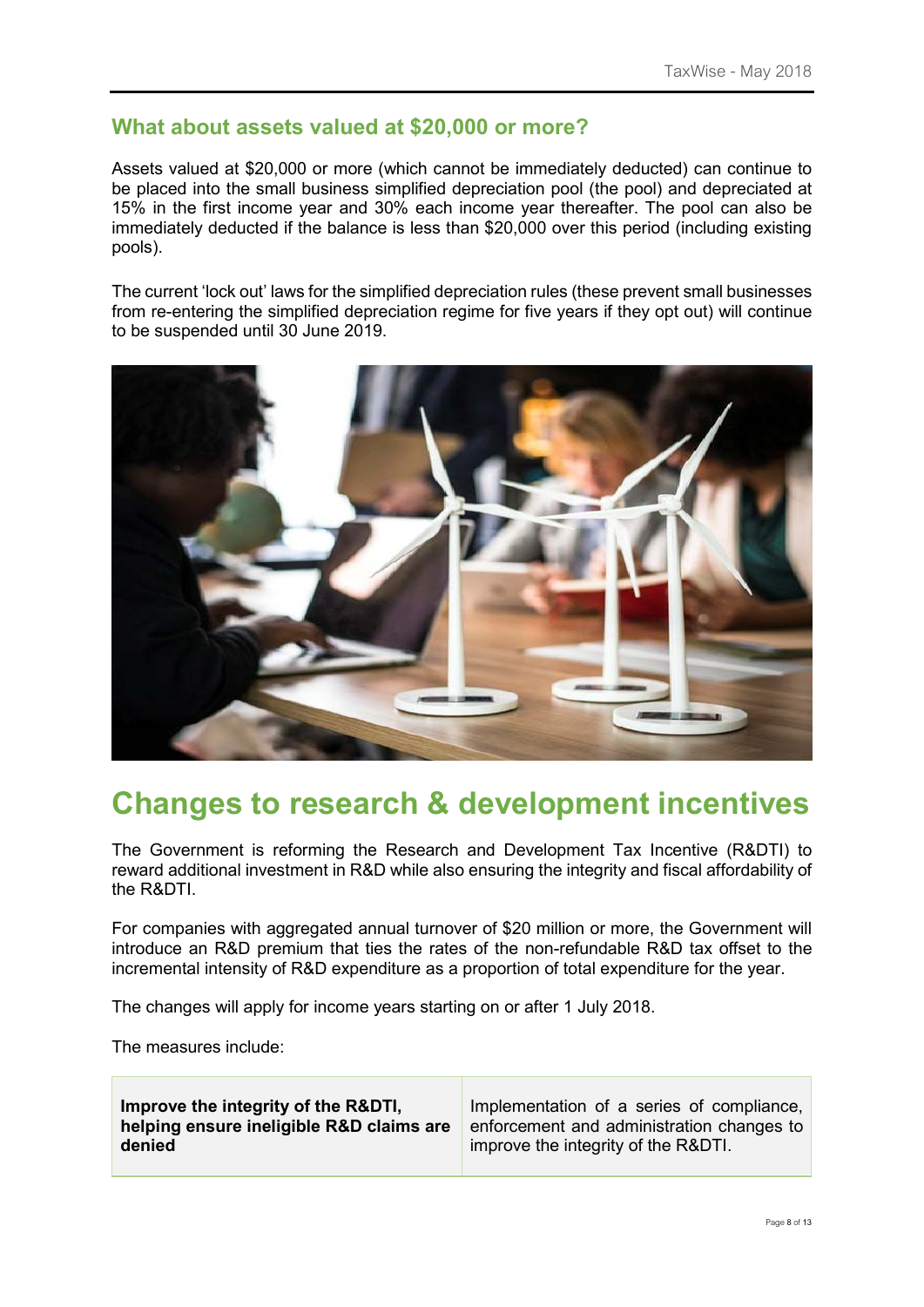## What about assets valued at $20,000 or more?

Assets valued at $20,000 or more (which cannot be immediately deducted) can continue to be placed into the small business simplified depreciation pool (the pool) and depreciated at 15% in the first income year and 30% each income year thereafter. The pool can also be immediately deducted if the balance is less than $20,000 over this period (including existing pools).

The current 'lock out' laws for the simplified depreciation rules (these prevent small businesses from re-entering the simplified depreciation regime for five years if they opt out) will continue to be suspended until 30 June 2019.

# Changes to research & development incentives

The Government is reforming the Research and Development Tax Incentive (R&DTI) to reward additional investment in R&D while also ensuring the integrity and fiscal affordability of the R&DTI.

For companies with aggregated annual turnover of $20 million or more, the Government will introduce an R&D premium that ties the rates of the non-refundable R&D tax offset to the incremental intensity of R&D expenditure as a proportion of total expenditure for the year.

The changes will apply for income years starting on or after 1 July 2018.

The measures include:

| | |
|---|---|
| **Improve the integrity of the R&DTI, helping ensure ineligible R&D claims are denied** | Implementation of a series of compliance, enforcement and administration changes to improve the integrity of the R&DTI. |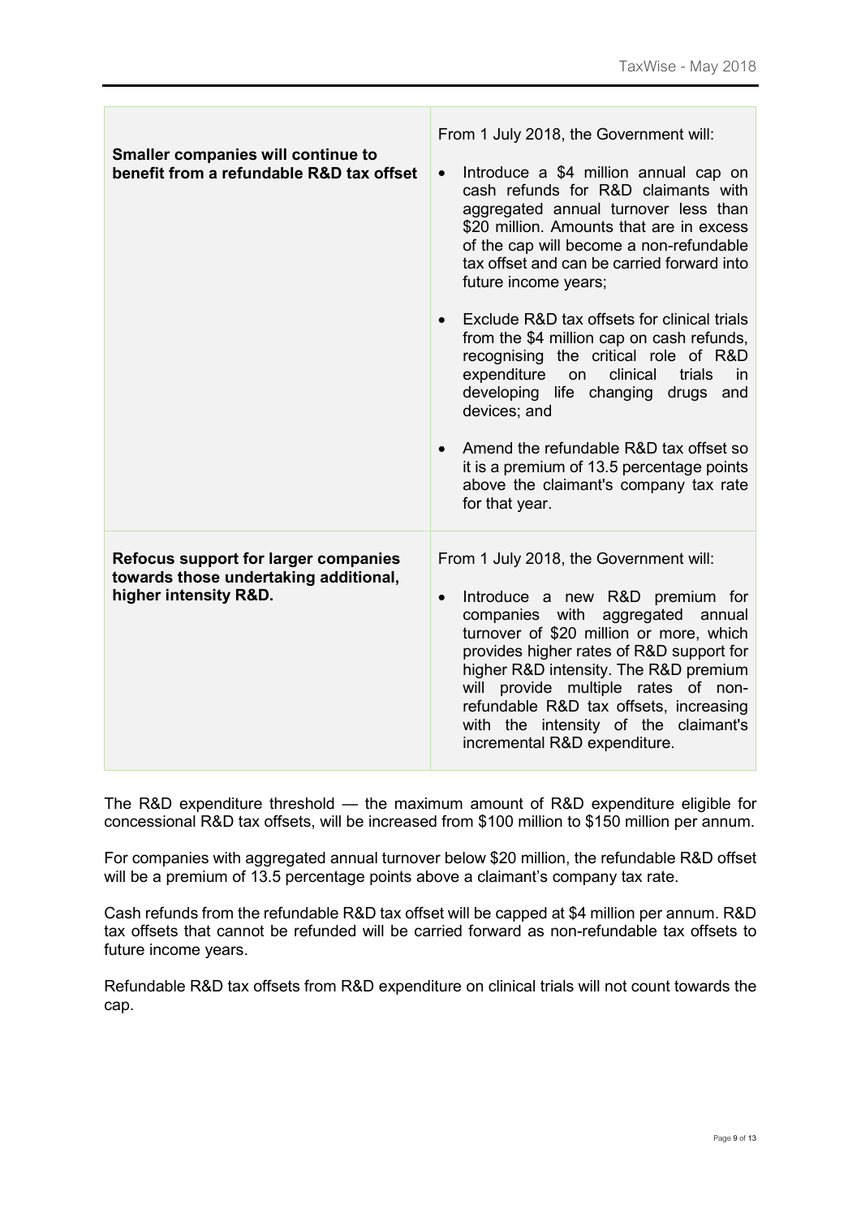| | |
|---|---|
| **Smaller companies will continue to benefit from a refundable R&D tax offset** | From 1 July 2018, the Government will:<br><br>• Introduce a $4 million annual cap on cash refunds for R&D claimants with aggregated annual turnover less than $20 million. Amounts that are in excess of the cap will become a non-refundable tax offset and can be carried forward into future income years;<br><br>• Exclude R&D tax offsets for clinical trials from the $4 million cap on cash refunds, recognising the critical role of R&D expenditure on clinical trials in developing life changing drugs and devices; and<br><br>• Amend the refundable R&D tax offset so it is a premium of 13.5 percentage points above the claimant's company tax rate for that year. |
| **Refocus support for larger companies towards those undertaking additional, higher intensity R&D.** | From 1 July 2018, the Government will:<br><br>• Introduce a new R&D premium for companies with aggregated annual turnover of $20 million or more, which provides higher rates of R&D support for higher R&D intensity. The R&D premium will provide multiple rates of non-refundable R&D tax offsets, increasing with the intensity of the claimant's incremental R&D expenditure. |

The R&D expenditure threshold — the maximum amount of R&D expenditure eligible for concessional R&D tax offsets, will be increased from $100 million to $150 million per annum.

For companies with aggregated annual turnover below $20 million, the refundable R&D offset will be a premium of 13.5 percentage points above a claimant's company tax rate.

Cash refunds from the refundable R&D tax offset will be capped at $4 million per annum. R&D tax offsets that cannot be refunded will be carried forward as non-refundable tax offsets to future income years.

Refundable R&D tax offsets from R&D expenditure on clinical trials will not count towards the cap.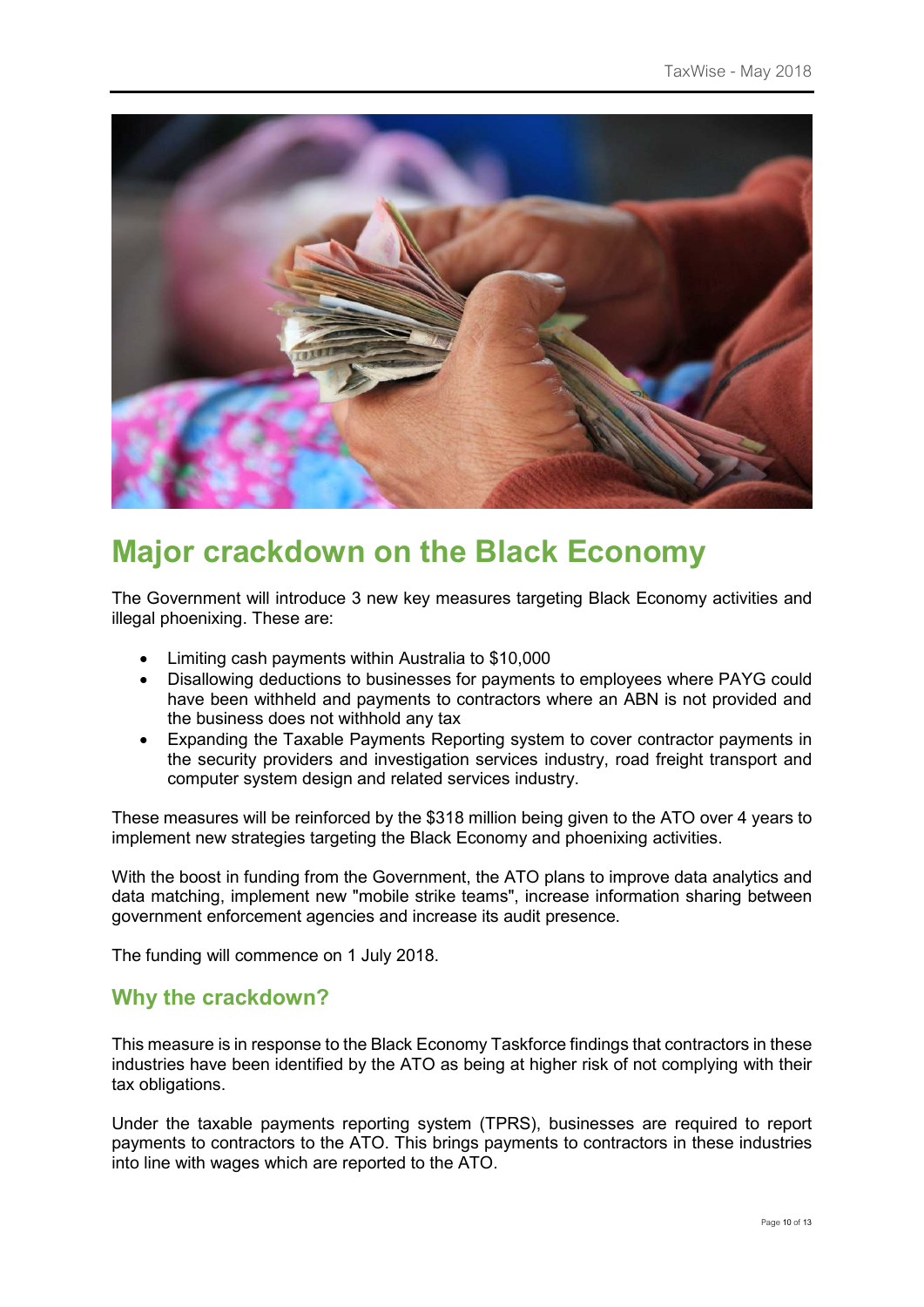# Major crackdown on the Black Economy

The Government will introduce 3 new key measures targeting Black Economy activities and illegal phoenixing. These are:

- Limiting cash payments within Australia to $10,000
- Disallowing deductions to businesses for payments to employees where PAYG could have been withheld and payments to contractors where an ABN is not provided and the business does not withhold any tax
- Expanding the Taxable Payments Reporting system to cover contractor payments in the security providers and investigation services industry, road freight transport and computer system design and related services industry.

These measures will be reinforced by the $318 million being given to the ATO over 4 years to implement new strategies targeting the Black Economy and phoenixing activities.

With the boost in funding from the Government, the ATO plans to improve data analytics and data matching, implement new "mobile strike teams", increase information sharing between government enforcement agencies and increase its audit presence.

The funding will commence on 1 July 2018.

## Why the crackdown?

This measure is in response to the Black Economy Taskforce findings that contractors in these industries have been identified by the ATO as being at higher risk of not complying with their tax obligations.

Under the taxable payments reporting system (TPRS), businesses are required to report payments to contractors to the ATO. This brings payments to contractors in these industries into line with wages which are reported to the ATO.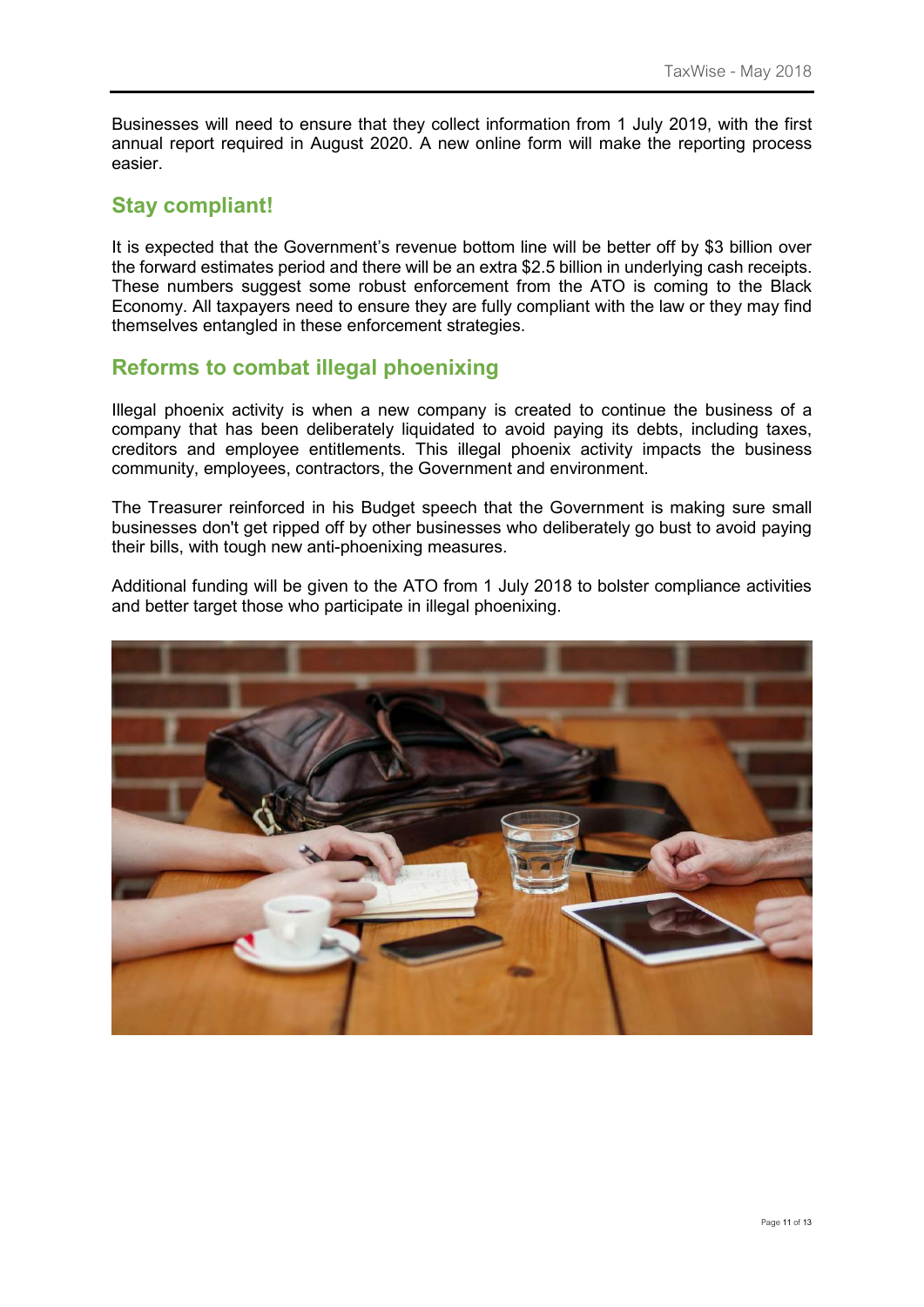Businesses will need to ensure that they collect information from 1 July 2019, with the first annual report required in August 2020. A new online form will make the reporting process easier.

## Stay compliant!

It is expected that the Government's revenue bottom line will be better off by $3 billion over the forward estimates period and there will be an extra $2.5 billion in underlying cash receipts. These numbers suggest some robust enforcement from the ATO is coming to the Black Economy. All taxpayers need to ensure they are fully compliant with the law or they may find themselves entangled in these enforcement strategies.

## Reforms to combat illegal phoenixing

Illegal phoenix activity is when a new company is created to continue the business of a company that has been deliberately liquidated to avoid paying its debts, including taxes, creditors and employee entitlements. This illegal phoenix activity impacts the business community, employees, contractors, the Government and environment.

The Treasurer reinforced in his Budget speech that the Government is making sure small businesses don't get ripped off by other businesses who deliberately go bust to avoid paying their bills, with tough new anti-phoenixing measures.

Additional funding will be given to the ATO from 1 July 2018 to bolster compliance activities and better target those who participate in illegal phoenixing.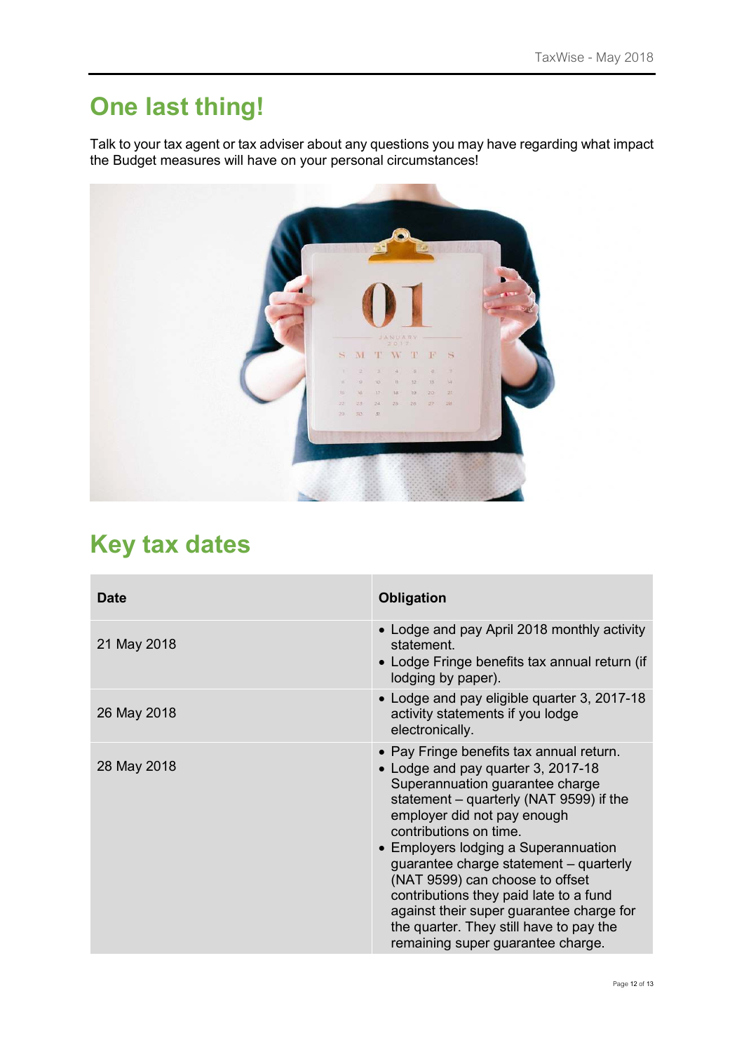## One last thing!

Talk to your tax agent or tax adviser about any questions you may have regarding what impact the Budget measures will have on your personal circumstances!

## Key tax dates

| Date | Obligation |
| --- | --- |
| 21 May 2018 | • Lodge and pay April 2018 monthly activity statement.<br>• Lodge Fringe benefits tax annual return (if lodging by paper). |
| 26 May 2018 | • Lodge and pay eligible quarter 3, 2017-18 activity statements if you lodge electronically. |
| 28 May 2018 | • Pay Fringe benefits tax annual return.<br>• Lodge and pay quarter 3, 2017-18 Superannuation guarantee charge statement – quarterly (NAT 9599) if the employer did not pay enough contributions on time.<br>• Employers lodging a Superannuation guarantee charge statement – quarterly (NAT 9599) can choose to offset contributions they paid late to a fund against their super guarantee charge for the quarter. They still have to pay the remaining super guarantee charge. |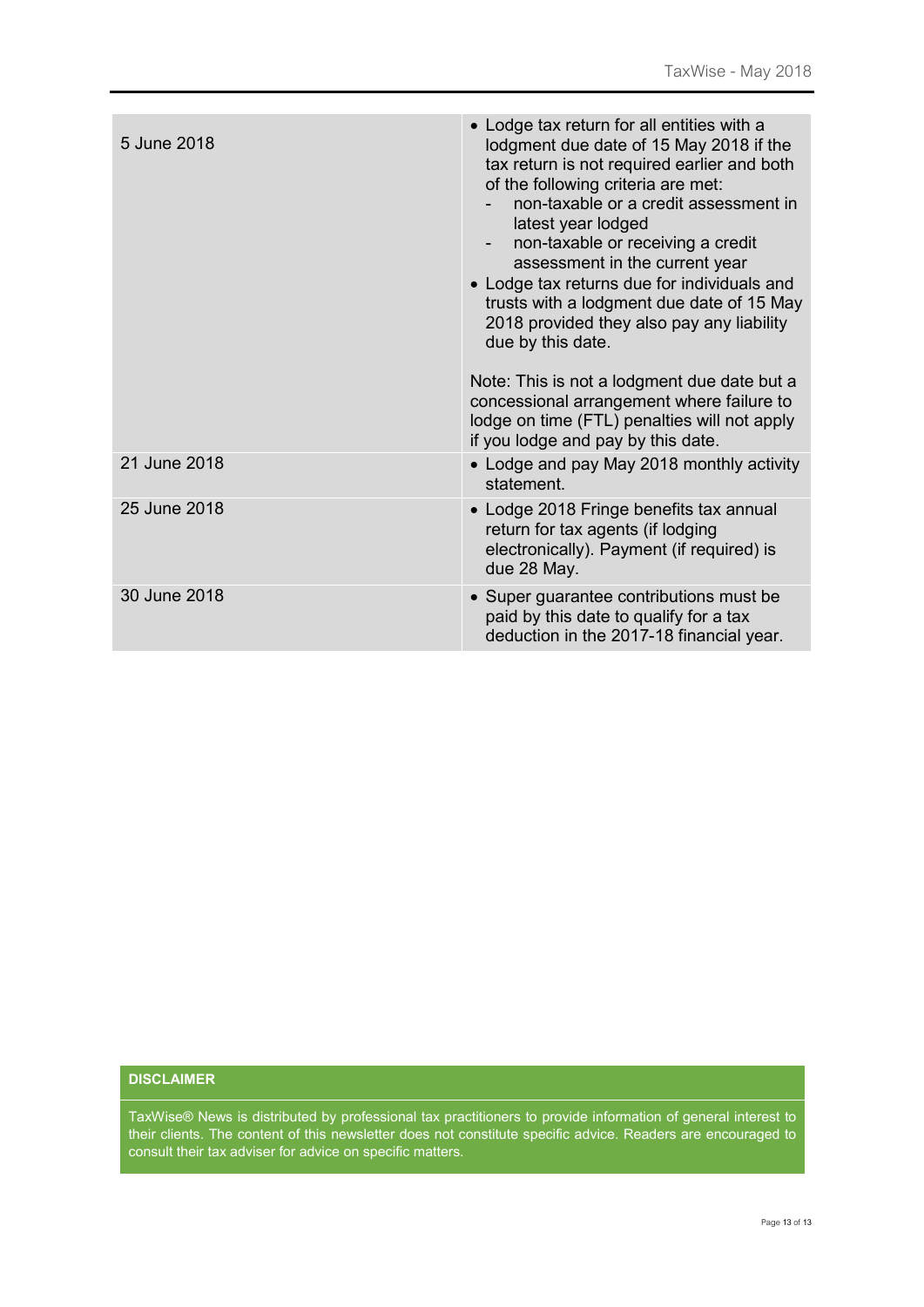| | |
|---|---|
| 5 June 2018 | • Lodge tax return for all entities with a lodgment due date of 15 May 2018 if the tax return is not required earlier and both of the following criteria are met:<br>- non-taxable or a credit assessment in latest year lodged<br>- non-taxable or receiving a credit assessment in the current year<br>• Lodge tax returns due for individuals and trusts with a lodgment due date of 15 May 2018 provided they also pay any liability due by this date.<br><br>Note: This is not a lodgment due date but a concessional arrangement where failure to lodge on time (FTL) penalties will not apply if you lodge and pay by this date. |
| 21 June 2018 | • Lodge and pay May 2018 monthly activity statement. |
| 25 June 2018 | • Lodge 2018 Fringe benefits tax annual return for tax agents (if lodging electronically). Payment (if required) is due 28 May. |
| 30 June 2018 | • Super guarantee contributions must be paid by this date to qualify for a tax deduction in the 2017-18 financial year. |

**DISCLAIMER**

TaxWise® News is distributed by professional tax practitioners to provide information of general interest to their clients. The content of this newsletter does not constitute specific advice. Readers are encouraged to consult their tax adviser for advice on specific matters.